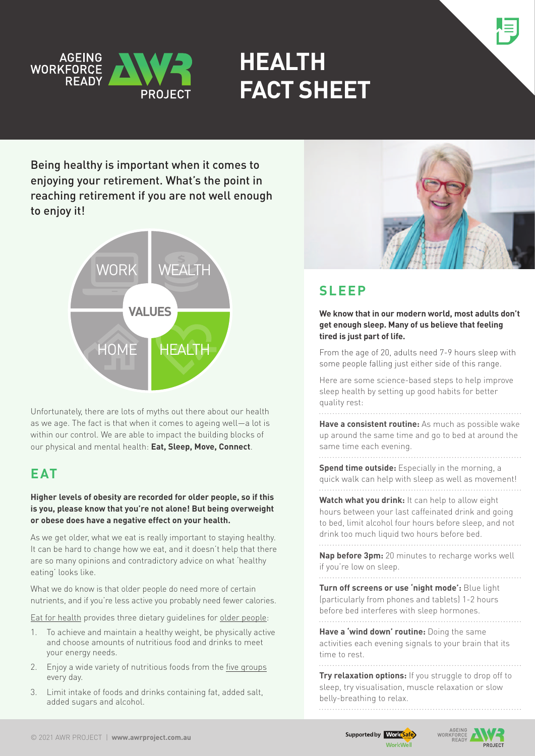# HEALTH FACT SHEET

Being healthy is important when it comes to enjoying your retirement. What's the point in reaching retirement if you are not well enough to enjoy it!

WORK | WEALTH | VALUES | HOME | HEALTH

Unfortunately, there are lots of myths out there about our health as we age. The fact is that when it comes to ageing well—a lot is within our control. We are able to impact the building blocks of our physical and mental health: **Eat, Sleep, Move, Connect**.

## EAT

**Higher levels of obesity are recorded for older people, so if this is you, please know that you're not alone! But being overweight or obese does have a negative effect on your health.**

As we get older, what we eat is really important to staying healthy. It can be hard to change how we eat, and it doesn't help that there are so many opinions and contradictory advice on what 'healthy eating' looks like.

What we do know is that older people do need more of certain nutrients, and if you're less active you probably need fewer calories.

Eat for health provides three dietary guidelines for older people:

1. To achieve and maintain a healthy weight, be physically active and choose amounts of nutritious food and drinks to meet your energy needs.
2. Enjoy a wide variety of nutritious foods from the five groups every day.
3. Limit intake of foods and drinks containing fat, added salt, added sugars and alcohol.

## SLEEP

**We know that in our modern world, most adults don't get enough sleep. Many of us believe that feeling tired is just part of life.**

From the age of 20, adults need 7-9 hours sleep with some people falling just either side of this range.

Here are some science-based steps to help improve sleep health by setting up good habits for better quality rest:

**Have a consistent routine:** As much as possible wake up around the same time and go to bed at around the same time each evening.

**Spend time outside:** Especially in the morning, a quick walk can help with sleep as well as movement!

**Watch what you drink:** It can help to allow eight hours between your last caffeinated drink and going to bed, limit alcohol four hours before sleep, and not drink too much liquid two hours before bed.

**Nap before 3pm:** 20 minutes to recharge works well if you're low on sleep.

**Turn off screens or use 'night mode':** Blue light (particularly from phones and tablets) 1-2 hours before bed interferes with sleep hormones.

**Have a 'wind down' routine:** Doing the same activities each evening signals to your brain that its time to rest.

**Try relaxation options:** If you struggle to drop off to sleep, try visualisation, muscle relaxation or slow belly-breathing to relax.

© 2021 AWR PROJECT | **www.awrproject.com.au**

Supported by WorkSafe WorkWell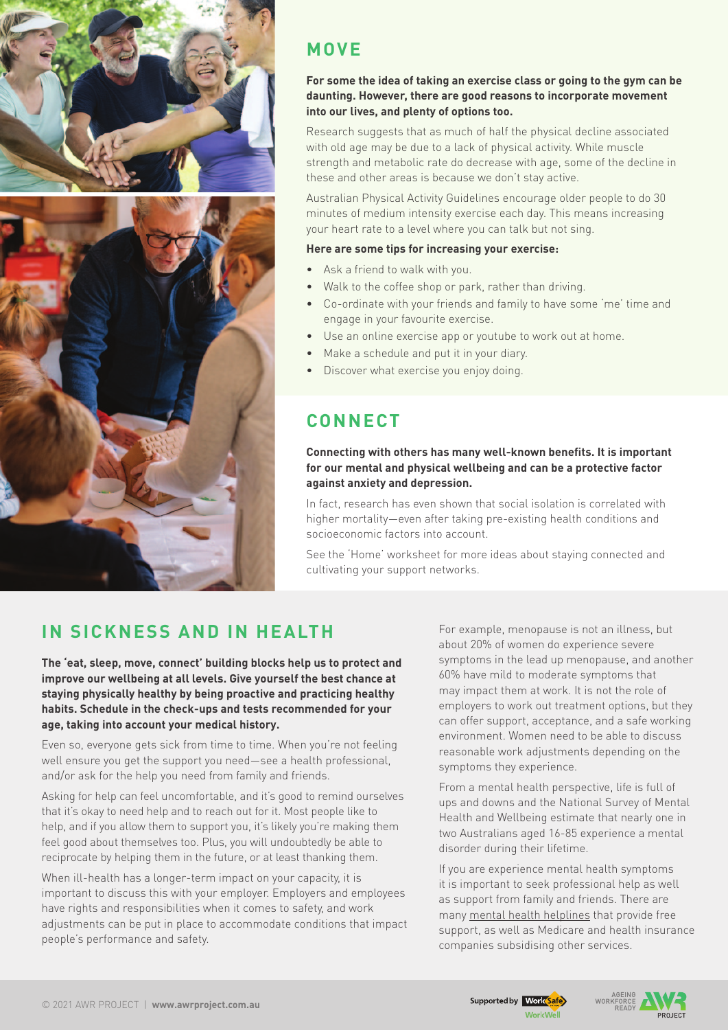## MOVE

**For some the idea of taking an exercise class or going to the gym can be daunting. However, there are good reasons to incorporate movement into our lives, and plenty of options too.**

Research suggests that as much of half the physical decline associated with old age may be due to a lack of physical activity. While muscle strength and metabolic rate do decrease with age, some of the decline in these and other areas is because we don't stay active.

Australian Physical Activity Guidelines encourage older people to do 30 minutes of medium intensity exercise each day. This means increasing your heart rate to a level where you can talk but not sing.

**Here are some tips for increasing your exercise:**

- Ask a friend to walk with you.
- Walk to the coffee shop or park, rather than driving.
- Co-ordinate with your friends and family to have some 'me' time and engage in your favourite exercise.
- Use an online exercise app or youtube to work out at home.
- Make a schedule and put it in your diary.
- Discover what exercise you enjoy doing.

## CONNECT

**Connecting with others has many well-known benefits. It is important for our mental and physical wellbeing and can be a protective factor against anxiety and depression.**

In fact, research has even shown that social isolation is correlated with higher mortality—even after taking pre-existing health conditions and socioeconomic factors into account.

See the 'Home' worksheet for more ideas about staying connected and cultivating your support networks.

## IN SICKNESS AND IN HEALTH

**The 'eat, sleep, move, connect' building blocks help us to protect and improve our wellbeing at all levels. Give yourself the best chance at staying physically healthy by being proactive and practicing healthy habits. Schedule in the check-ups and tests recommended for your age, taking into account your medical history.**

Even so, everyone gets sick from time to time. When you're not feeling well ensure you get the support you need—see a health professional, and/or ask for the help you need from family and friends.

Asking for help can feel uncomfortable, and it's good to remind ourselves that it's okay to need help and to reach out for it. Most people like to help, and if you allow them to support you, it's likely you're making them feel good about themselves too. Plus, you will undoubtedly be able to reciprocate by helping them in the future, or at least thanking them.

When ill-health has a longer-term impact on your capacity, it is important to discuss this with your employer. Employers and employees have rights and responsibilities when it comes to safety, and work adjustments can be put in place to accommodate conditions that impact people's performance and safety.

For example, menopause is not an illness, but about 20% of women do experience severe symptoms in the lead up menopause, and another 60% have mild to moderate symptoms that may impact them at work. It is not the role of employers to work out treatment options, but they can offer support, acceptance, and a safe working environment. Women need to be able to discuss reasonable work adjustments depending on the symptoms they experience.

From a mental health perspective, life is full of ups and downs and the National Survey of Mental Health and Wellbeing estimate that nearly one in two Australians aged 16-85 experience a mental disorder during their lifetime.

If you are experience mental health symptoms it is important to seek professional help as well as support from family and friends. There are many mental health helplines that provide free support, as well as Medicare and health insurance companies subsidising other services.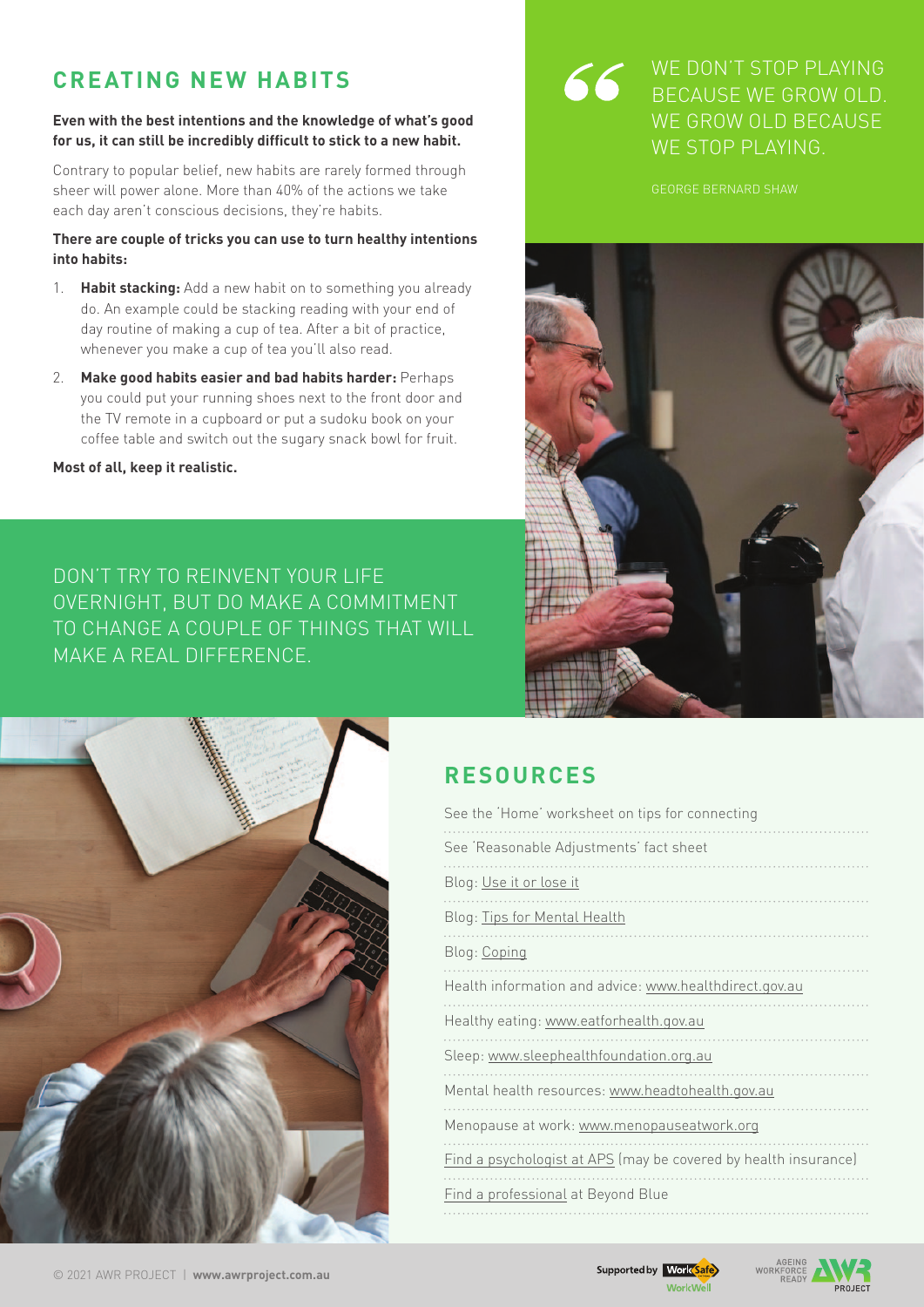## CREATING NEW HABITS

**Even with the best intentions and the knowledge of what's good for us, it can still be incredibly difficult to stick to a new habit.**

Contrary to popular belief, new habits are rarely formed through sheer will power alone. More than 40% of the actions we take each day aren't conscious decisions, they're habits.

**There are couple of tricks you can use to turn healthy intentions into habits:**

1. **Habit stacking:** Add a new habit on to something you already do. An example could be stacking reading with your end of day routine of making a cup of tea. After a bit of practice, whenever you make a cup of tea you'll also read.
2. **Make good habits easier and bad habits harder:** Perhaps you could put your running shoes next to the front door and the TV remote in a cupboard or put a sudoku book on your coffee table and switch out the sugary snack bowl for fruit.

**Most of all, keep it realistic.**

DON'T TRY TO REINVENT YOUR LIFE OVERNIGHT, BUT DO MAKE A COMMITMENT TO CHANGE A COUPLE OF THINGS THAT WILL MAKE A REAL DIFFERENCE.

> WE DON'T STOP PLAYING BECAUSE WE GROW OLD. WE GROW OLD BECAUSE WE STOP PLAYING.
>
> GEORGE BERNARD SHAW

## RESOURCES

See the 'Home' worksheet on tips for connecting

See 'Reasonable Adjustments' fact sheet

Blog: Use it or lose it

Blog: Tips for Mental Health

Blog: Coping

Health information and advice: www.healthdirect.gov.au

Healthy eating: www.eatforhealth.gov.au

Sleep: www.sleephealthfoundation.org.au

Mental health resources: www.headtohealth.gov.au

Menopause at work: www.menopauseatwork.org

Find a psychologist at APS (may be covered by health insurance)

Find a professional at Beyond Blue

© 2021 AWR PROJECT | **www.awrproject.com.au**

Supported by WorkSafe WorkWell

AGEING WORKFORCE READY AWR PROJECT